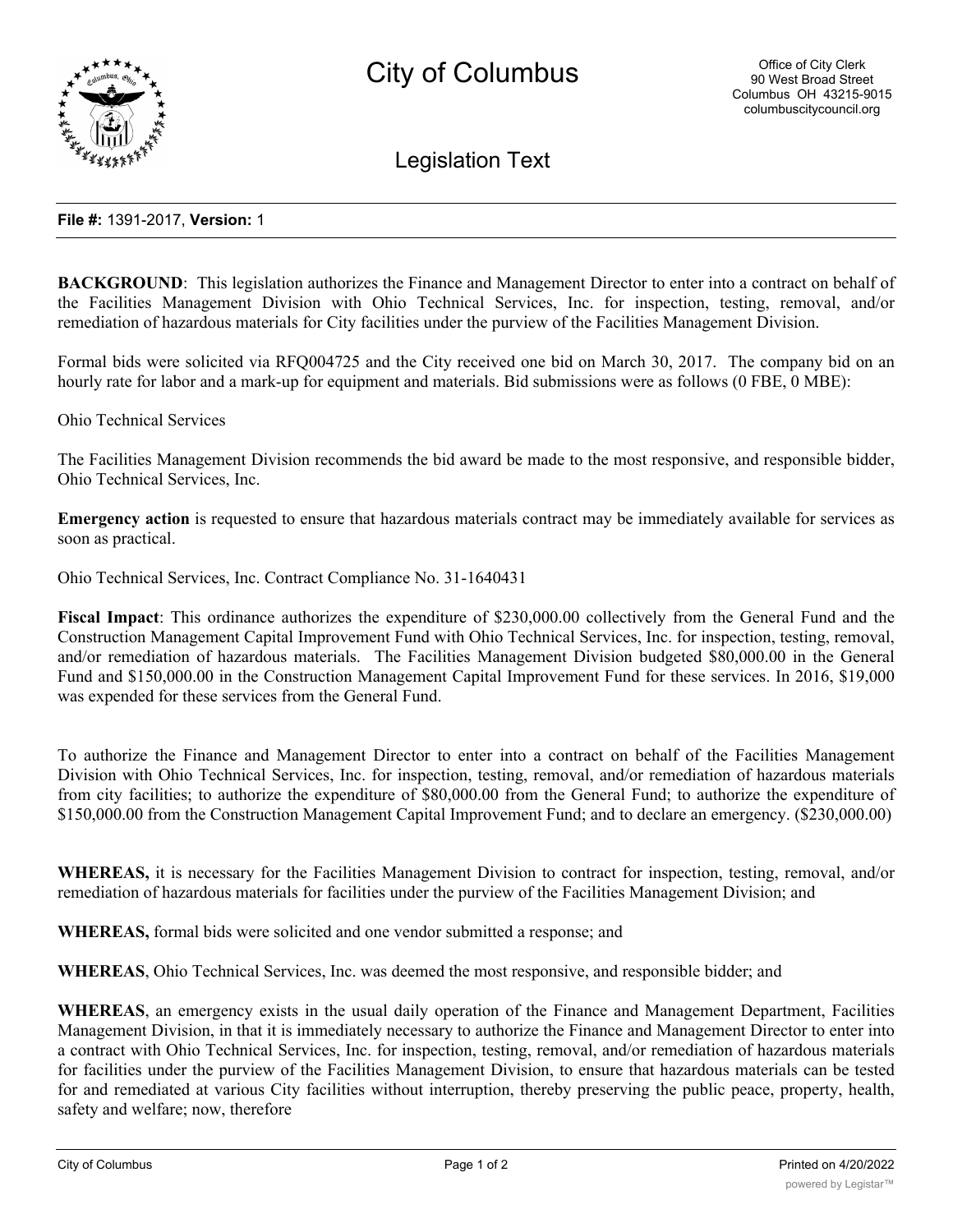# City of Columbus

Office of City Clerk
90 West Broad Street
Columbus OH 43215-9015
columbuscitycouncil.org

## Legislation Text

**File #:** 1391-2017, **Version:** 1

**BACKGROUND**: This legislation authorizes the Finance and Management Director to enter into a contract on behalf of the Facilities Management Division with Ohio Technical Services, Inc. for inspection, testing, removal, and/or remediation of hazardous materials for City facilities under the purview of the Facilities Management Division.

Formal bids were solicited via RFQ004725 and the City received one bid on March 30, 2017. The company bid on an hourly rate for labor and a mark-up for equipment and materials. Bid submissions were as follows (0 FBE, 0 MBE):

Ohio Technical Services

The Facilities Management Division recommends the bid award be made to the most responsive, and responsible bidder, Ohio Technical Services, Inc.

**Emergency action** is requested to ensure that hazardous materials contract may be immediately available for services as soon as practical.

Ohio Technical Services, Inc. Contract Compliance No. 31-1640431

**Fiscal Impact**: This ordinance authorizes the expenditure of $230,000.00 collectively from the General Fund and the Construction Management Capital Improvement Fund with Ohio Technical Services, Inc. for inspection, testing, removal, and/or remediation of hazardous materials. The Facilities Management Division budgeted $80,000.00 in the General Fund and $150,000.00 in the Construction Management Capital Improvement Fund for these services. In 2016, $19,000 was expended for these services from the General Fund.

To authorize the Finance and Management Director to enter into a contract on behalf of the Facilities Management Division with Ohio Technical Services, Inc. for inspection, testing, removal, and/or remediation of hazardous materials from city facilities; to authorize the expenditure of $80,000.00 from the General Fund; to authorize the expenditure of $150,000.00 from the Construction Management Capital Improvement Fund; and to declare an emergency. ($230,000.00)

**WHEREAS,** it is necessary for the Facilities Management Division to contract for inspection, testing, removal, and/or remediation of hazardous materials for facilities under the purview of the Facilities Management Division; and

**WHEREAS,** formal bids were solicited and one vendor submitted a response; and

**WHEREAS**, Ohio Technical Services, Inc. was deemed the most responsive, and responsible bidder; and

**WHEREAS**, an emergency exists in the usual daily operation of the Finance and Management Department, Facilities Management Division, in that it is immediately necessary to authorize the Finance and Management Director to enter into a contract with Ohio Technical Services, Inc. for inspection, testing, removal, and/or remediation of hazardous materials for facilities under the purview of the Facilities Management Division, to ensure that hazardous materials can be tested for and remediated at various City facilities without interruption, thereby preserving the public peace, property, health, safety and welfare; now, therefore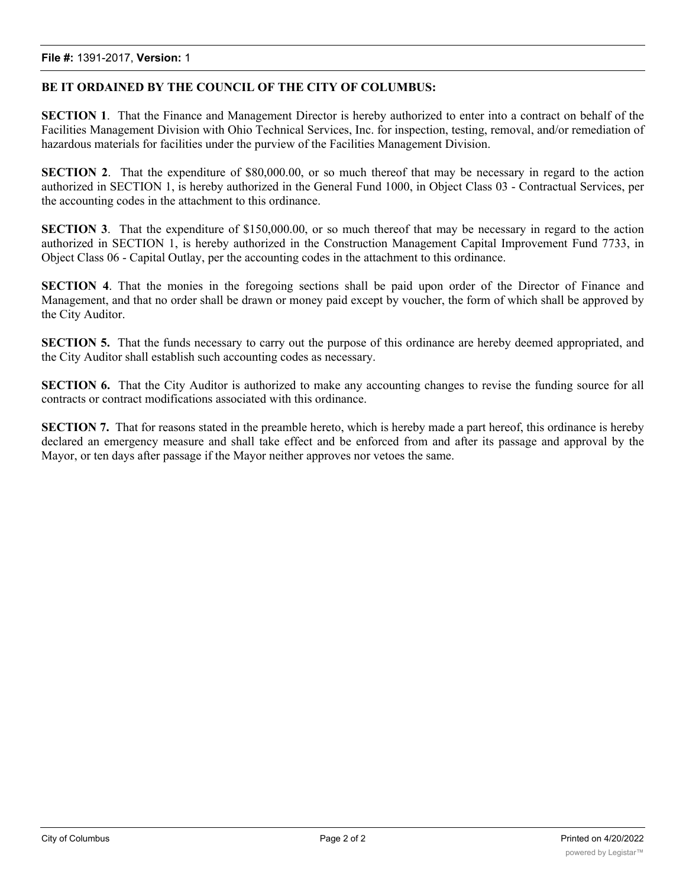**File #:** 1391-2017, **Version:** 1

**BE IT ORDAINED BY THE COUNCIL OF THE CITY OF COLUMBUS:**

**SECTION 1**. That the Finance and Management Director is hereby authorized to enter into a contract on behalf of the Facilities Management Division with Ohio Technical Services, Inc. for inspection, testing, removal, and/or remediation of hazardous materials for facilities under the purview of the Facilities Management Division.

**SECTION 2**. That the expenditure of $80,000.00, or so much thereof that may be necessary in regard to the action authorized in SECTION 1, is hereby authorized in the General Fund 1000, in Object Class 03 - Contractual Services, per the accounting codes in the attachment to this ordinance.

**SECTION 3**. That the expenditure of $150,000.00, or so much thereof that may be necessary in regard to the action authorized in SECTION 1, is hereby authorized in the Construction Management Capital Improvement Fund 7733, in Object Class 06 - Capital Outlay, per the accounting codes in the attachment to this ordinance.

**SECTION 4**. That the monies in the foregoing sections shall be paid upon order of the Director of Finance and Management, and that no order shall be drawn or money paid except by voucher, the form of which shall be approved by the City Auditor.

**SECTION 5.** That the funds necessary to carry out the purpose of this ordinance are hereby deemed appropriated, and the City Auditor shall establish such accounting codes as necessary.

**SECTION 6.** That the City Auditor is authorized to make any accounting changes to revise the funding source for all contracts or contract modifications associated with this ordinance.

**SECTION 7.** That for reasons stated in the preamble hereto, which is hereby made a part hereof, this ordinance is hereby declared an emergency measure and shall take effect and be enforced from and after its passage and approval by the Mayor, or ten days after passage if the Mayor neither approves nor vetoes the same.